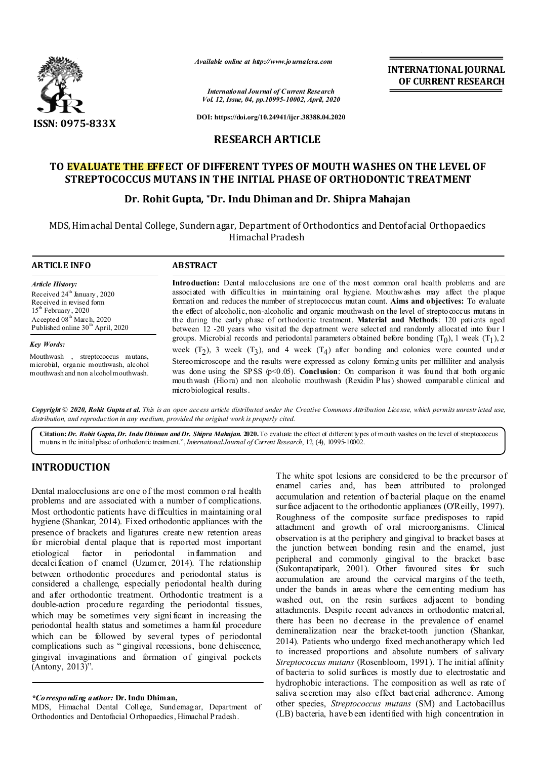ISSN: 0975-833X

*Available online at http://www.journalcra.com*

*International Journal of Current Research*
*Vol. 12, Issue, 04, pp.10995-10002, April, 2020*

**DOI: https://doi.org/10.24941/ijcr.38388.04.2020**

**INTERNATIONAL JOURNAL OF CURRENT RESEARCH**

## RESEARCH ARTICLE

# TO EVALUATE THE EFFECT OF DIFFERENT TYPES OF MOUTH WASHES ON THE LEVEL OF STREPTOCOCCUS MUTANS IN THE INITIAL PHASE OF ORTHODONTIC TREATMENT

**Dr. Rohit Gupta, \*Dr. Indu Dhiman and Dr. Shipra Mahajan**

MDS, Himachal Dental College, Sundernagar, Department of Orthodontics and Dentofacial Orthopaedics Himachal Pradesh

### ARTICLE INFO

*Article History:*

Received 24[th] January, 2020
Received in revised form
15[th] February, 2020
Accepted 08[th] March, 2020
Published online 30[th] April, 2020

*Key Words:*

Mouthwash , streptococcus mutans, microbial, organic mouthwash, alcohol mouthwash and non alcohol mouthwash.

### ABSTRACT

**Introduction:** Dental malocclusions are one of the most common oral health problems and are associated with difficulties in maintaining oral hygiene. Mouthwashes may affect the plaque formation and reduces the number of streptococcus mutan count. **Aims and objectives:** To evaluate the effect of alcoholic, non-alcoholic and organic mouthwash on the level of streptococcus mutans in the during the early phase of orthodontic treatment. **Material and Methods**: 120 patients aged between 12 -20 years who visited the department were selected and randomly allocated into four 1 groups. Microbial records and periodontal parameters obtained before bonding ($T_0$), 1 week ($T_1$), 2 week ($T_2$), 3 week ($T_3$), and 4 week ($T_4$) after bonding and colonies were counted under Stereomicroscope and the results were expressed as colony forming units per milliliter and analysis was done using the SPSS ($p<0.05$). **Conclusion**: On comparison it was found that both organic mouthwash (Hiora) and non alcoholic mouthwash (Rexidin Plus) showed comparable clinical and microbiological results.

***Copyright © 2020, Rohit Gupta et al.*** *This is an open access article distributed under the Creative Commons Attribution License, which permits unrestricted use, distribution, and reproduction in any medium, provided the original work is properly cited.*

**Citation:** ***Dr. Rohit Gupta, Dr. Indu Dhiman and Dr. Shipra Mahajan.* 2020.** To evaluate the effect of different types of mouth washes on the level of streptococcus mutans in the initial phase of orthodontic treatment.", *International Journal of Current Research*, 12, (4), 10995-10002.

## INTRODUCTION

Dental malocclusions are one of the most common oral health problems and are associated with a number of complications. Most orthodontic patients have difficulties in maintaining oral hygiene (Shankar, 2014). Fixed orthodontic appliances with the presence of brackets and ligatures create new retention areas for microbial dental plaque that is reported most important etiological factor in periodontal inflammation and decalcification of enamel (Uzumer, 2014). The relationship between orthodontic procedures and periodontal status is considered a challenge, especially periodontal health during and after orthodontic treatment. Orthodontic treatment is a double-action procedure regarding the periodontal tissues, which may be sometimes very significant in increasing the periodontal health status and sometimes a harmful procedure which can be followed by several types of periodontal complications such as "gingival recessions, bone dehiscence, gingival invaginations and formation of gingival pockets (Antony, 2013)".

The white spot lesions are considered to be the precursor of enamel caries and, has been attributed to prolonged accumulation and retention of bacterial plaque on the enamel surface adjacent to the orthodontic appliances (O'Reilly, 1997). Roughness of the composite surface predisposes to rapid attachment and growth of oral microorganisms. Clinical observation is at the periphery and gingival to bracket bases at the junction between bonding resin and the enamel, just peripheral and commonly gingival to the bracket base (Sukontapatipark, 2001). Other favoured sites for such accumulation are around the cervical margins of the teeth, under the bands in areas where the cementing medium has washed out, on the resin surfaces adjacent to bonding attachments. Despite recent advances in orthodontic material, there has been no decrease in the prevalence of enamel demineralization near the bracket-tooth junction (Shankar, 2014). Patients who undergo fixed mechanotherapy which led to increased proportions and absolute numbers of salivary *Streptococcus mutans* (Rosenbloom, 1991). The initial affinity of bacteria to solid surfaces is mostly due to electrostatic and hydrophobic interactions. The composition as well as rate of saliva secretion may also effect bacterial adherence. Among other species, *Streptococcus mutans* (SM) and Lactobacillus (LB) bacteria, have been identified with high concentration in

***\*Corresponding author:*** **Dr. Indu Dhiman,**
MDS, Himachal Dental College, Sundernagar, Department of Orthodontics and Dentofacial Orthopaedics, Himachal Pradesh.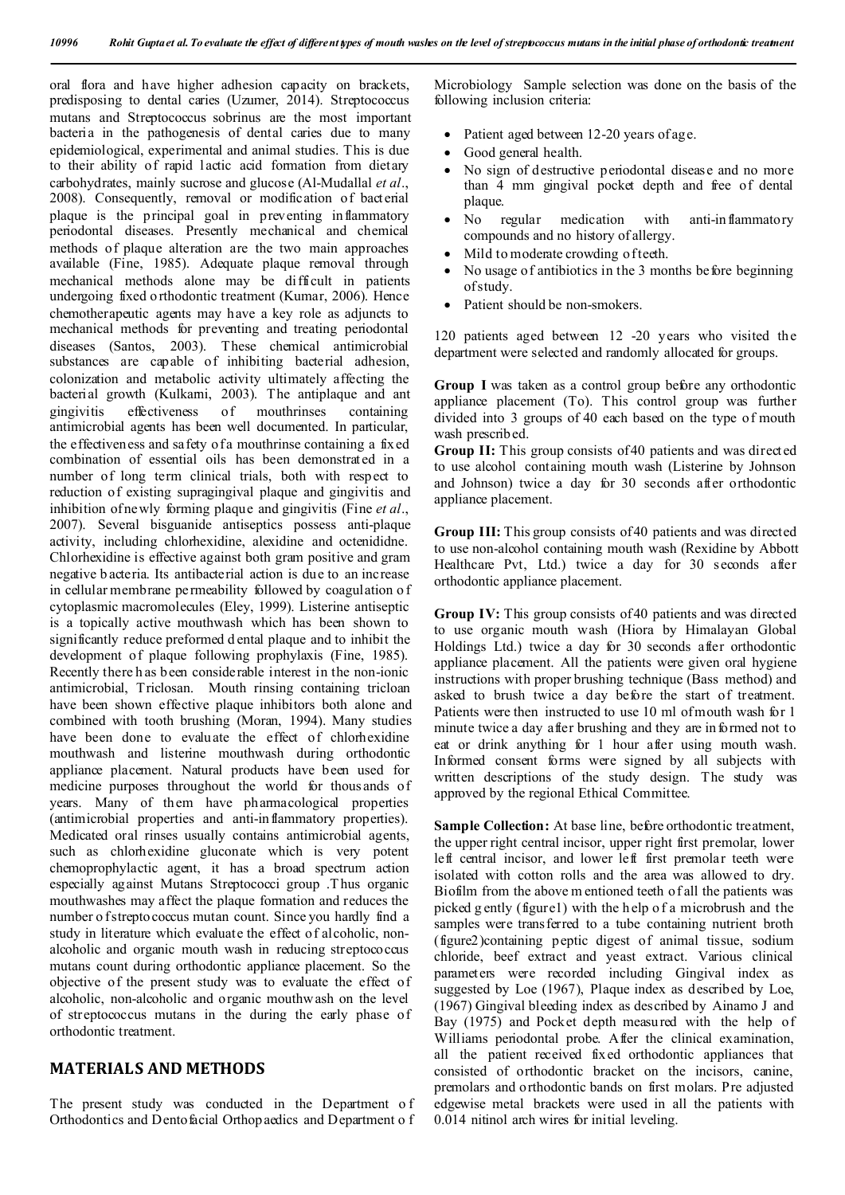oral flora and have higher adhesion capacity on brackets, predisposing to dental caries (Uzumer, 2014). Streptococcus mutans and Streptococcus sobrinus are the most important bacteria in the pathogenesis of dental caries due to many epidemiological, experimental and animal studies. This is due to their ability of rapid lactic acid formation from dietary carbohydrates, mainly sucrose and glucose (Al-Mudallal *et al*., 2008). Consequently, removal or modification of bacterial plaque is the principal goal in preventing inflammatory periodontal diseases. Presently mechanical and chemical methods of plaque alteration are the two main approaches available (Fine, 1985). Adequate plaque removal through mechanical methods alone may be difficult in patients undergoing fixed orthodontic treatment (Kumar, 2006). Hence chemotherapeutic agents may have a key role as adjuncts to mechanical methods for preventing and treating periodontal diseases (Santos, 2003). These chemical antimicrobial substances are capable of inhibiting bacterial adhesion, colonization and metabolic activity ultimately affecting the bacterial growth (Kulkarni, 2003). The antiplaque and ant gingivitis effectiveness of mouthrinses containing antimicrobial agents has been well documented. In particular, the effectiveness and safety of a mouthrinse containing a fixed combination of essential oils has been demonstrated in a number of long term clinical trials, both with respect to reduction of existing supragingival plaque and gingivitis and inhibition of newly forming plaque and gingivitis (Fine *et al*., 2007). Several bisguanide antiseptics possess anti-plaque activity, including chlorhexidine, alexidine and octenididne. Chlorhexidine is effective against both gram positive and gram negative bacteria. Its antibacterial action is due to an increase in cellular membrane permeability followed by coagulation of cytoplasmic macromolecules (Eley, 1999). Listerine antiseptic is a topically active mouthwash which has been shown to significantly reduce preformed dental plaque and to inhibit the development of plaque following prophylaxis (Fine, 1985). Recently there has been considerable interest in the non-ionic antimicrobial, Triclosan. Mouth rinsing containing tricloan have been shown effective plaque inhibitors both alone and combined with tooth brushing (Moran, 1994). Many studies have been done to evaluate the effect of chlorhexidine mouthwash and listerine mouthwash during orthodontic appliance placement. Natural products have been used for medicine purposes throughout the world for thousands of years. Many of them have pharmacological properties (antimicrobial properties and anti-inflammatory properties). Medicated oral rinses usually contains antimicrobial agents, such as chlorhexidine gluconate which is very potent chemoprophylactic agent, it has a broad spectrum action especially against Mutans Streptococci group .Thus organic mouthwashes may affect the plaque formation and reduces the number of streptococcus mutan count. Since you hardly find a study in literature which evaluate the effect of alcoholic, non-alcoholic and organic mouth wash in reducing streptococcus mutans count during orthodontic appliance placement. So the objective of the present study was to evaluate the effect of alcoholic, non-alcoholic and organic mouthwash on the level of streptococcus mutans in the during the early phase of orthodontic treatment.

## MATERIALS AND METHODS

The present study was conducted in the Department of Orthodontics and Dentofacial Orthopaedics and Department of Microbiology Sample selection was done on the basis of the following inclusion criteria:

- Patient aged between 12-20 years of age.
- Good general health.
- No sign of destructive periodontal disease and no more than 4 mm gingival pocket depth and free of dental plaque.
- No regular medication with anti-inflammatory compounds and no history of allergy.
- Mild to moderate crowding of teeth.
- No usage of antibiotics in the 3 months before beginning of study.
- Patient should be non-smokers.

120 patients aged between 12 -20 years who visited the department were selected and randomly allocated for groups.

**Group I** was taken as a control group before any orthodontic appliance placement (To). This control group was further divided into 3 groups of 40 each based on the type of mouth wash prescribed.

**Group II:** This group consists of 40 patients and was directed to use alcohol containing mouth wash (Listerine by Johnson and Johnson) twice a day for 30 seconds after orthodontic appliance placement.

**Group III:** This group consists of 40 patients and was directed to use non-alcohol containing mouth wash (Rexidine by Abbott Healthcare Pvt, Ltd.) twice a day for 30 seconds after orthodontic appliance placement.

**Group IV:** This group consists of 40 patients and was directed to use organic mouth wash (Hiora by Himalayan Global Holdings Ltd.) twice a day for 30 seconds after orthodontic appliance placement. All the patients were given oral hygiene instructions with proper brushing technique (Bass method) and asked to brush twice a day before the start of treatment. Patients were then instructed to use 10 ml of mouth wash for 1 minute twice a day after brushing and they are informed not to eat or drink anything for 1 hour after using mouth wash. Informed consent forms were signed by all subjects with written descriptions of the study design. The study was approved by the regional Ethical Committee.

**Sample Collection:** At base line, before orthodontic treatment, the upper right central incisor, upper right first premolar, lower left central incisor, and lower left first premolar teeth were isolated with cotton rolls and the area was allowed to dry. Biofilm from the above mentioned teeth of all the patients was picked gently (figure1) with the help of a microbrush and the samples were transferred to a tube containing nutrient broth (figure2)containing peptic digest of animal tissue, sodium chloride, beef extract and yeast extract. Various clinical parameters were recorded including Gingival index as suggested by Loe (1967), Plaque index as described by Loe, (1967) Gingival bleeding index as described by Ainamo J and Bay (1975) and Pocket depth measured with the help of Williams periodontal probe. After the clinical examination, all the patient received fixed orthodontic appliances that consisted of orthodontic bracket on the incisors, canine, premolars and orthodontic bands on first molars. Pre adjusted edgewise metal brackets were used in all the patients with 0.014 nitinol arch wires for initial leveling.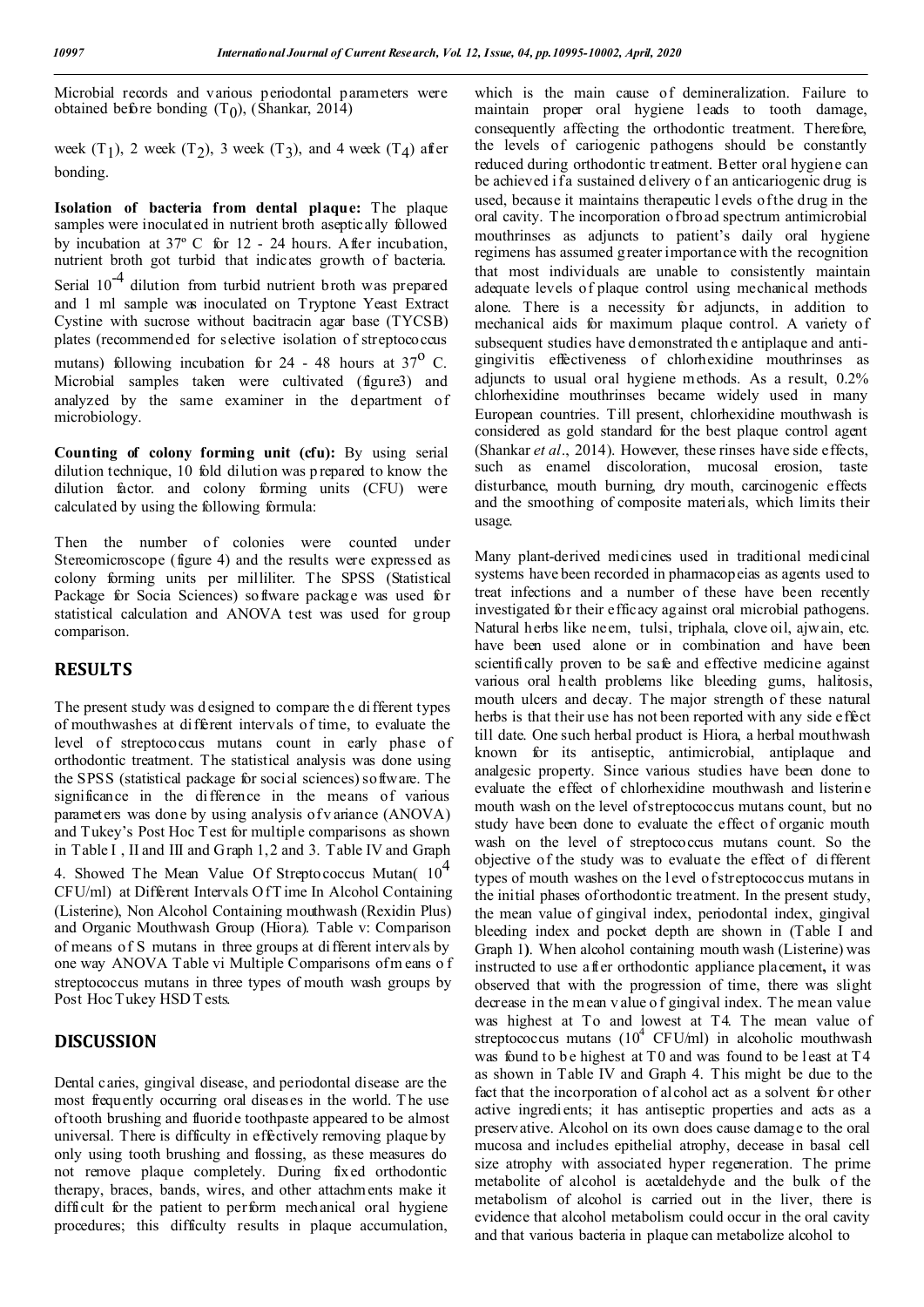Microbial records and various periodontal parameters were obtained before bonding ($T_0$), (Shankar, 2014)

week ($T_1$), 2 week ($T_2$), 3 week ($T_3$), and 4 week ($T_4$) after bonding.

**Isolation of bacteria from dental plaque:** The plaque samples were inoculated in nutrient broth aseptically followed by incubation at 37º C for 12 - 24 hours. After incubation, nutrient broth got turbid that indicates growth of bacteria. Serial $10^{-4}$ dilution from turbid nutrient broth was prepared and 1 ml sample was inoculated on Tryptone Yeast Extract Cystine with sucrose without bacitracin agar base (TYCSB) plates (recommended for selective isolation of streptococcus mutans) following incubation for 24 - 48 hours at $37^{o}$ C. Microbial samples taken were cultivated (figure3) and analyzed by the same examiner in the department of microbiology.

**Counting of colony forming unit (cfu):** By using serial dilution technique, 10 fold dilution was prepared to know the dilution factor. and colony forming units (CFU) were calculated by using the following formula:

Then the number of colonies were counted under Stereomicroscope (figure 4) and the results were expressed as colony forming units per milliliter. The SPSS (Statistical Package for Socia Sciences) software package was used for statistical calculation and ANOVA test was used for group comparison.

## RESULTS

The present study was designed to compare the different types of mouthwashes at different intervals of time, to evaluate the level of streptococcus mutans count in early phase of orthodontic treatment. The statistical analysis was done using the SPSS (statistical package for social sciences) software. The significance in the difference in the means of various parameters was done by using analysis of variance (ANOVA) and Tukey's Post Hoc Test for multiple comparisons as shown in Table I , II and III and Graph 1,2 and 3. Table IV and Graph 4. Showed The Mean Value Of Streptococcus Mutan( $10^4$ CFU/ml) at Different Intervals Of Time In Alcohol Containing (Listerine), Non Alcohol Containing mouthwash (Rexidin Plus) and Organic Mouthwash Group (Hiora). Table v: Comparison of means of S mutans in three groups at different intervals by one way ANOVA Table vi Multiple Comparisons of means of streptococcus mutans in three types of mouth wash groups by Post Hoc Tukey HSD Tests.

## DISCUSSION

Dental caries, gingival disease, and periodontal disease are the most frequently occurring oral diseases in the world. The use of tooth brushing and fluoride toothpaste appeared to be almost universal. There is difficulty in effectively removing plaque by only using tooth brushing and flossing, as these measures do not remove plaque completely. During fixed orthodontic therapy, braces, bands, wires, and other attachments make it difficult for the patient to perform mechanical oral hygiene procedures; this difficulty results in plaque accumulation, which is the main cause of demineralization. Failure to maintain proper oral hygiene leads to tooth damage, consequently affecting the orthodontic treatment. Therefore, the levels of cariogenic pathogens should be constantly reduced during orthodontic treatment. Better oral hygiene can be achieved if a sustained delivery of an anticariogenic drug is used, because it maintains therapeutic levels of the drug in the oral cavity. The incorporation of broad spectrum antimicrobial mouthrinses as adjuncts to patient's daily oral hygiene regimens has assumed greater importance with the recognition that most individuals are unable to consistently maintain adequate levels of plaque control using mechanical methods alone. There is a necessity for adjuncts, in addition to mechanical aids for maximum plaque control. A variety of subsequent studies have demonstrated the antiplaque and anti-gingivitis effectiveness of chlorhexidine mouthrinses as adjuncts to usual oral hygiene methods. As a result, 0.2% chlorhexidine mouthrinses became widely used in many European countries. Till present, chlorhexidine mouthwash is considered as gold standard for the best plaque control agent (Shankar *et al*., 2014). However, these rinses have side effects, such as enamel discoloration, mucosal erosion, taste disturbance, mouth burning, dry mouth, carcinogenic effects and the smoothing of composite materials, which limits their usage.

Many plant-derived medicines used in traditional medicinal systems have been recorded in pharmacopeias as agents used to treat infections and a number of these have been recently investigated for their efficacy against oral microbial pathogens. Natural herbs like neem, tulsi, triphala, clove oil, ajwain, etc. have been used alone or in combination and have been scientifically proven to be safe and effective medicine against various oral health problems like bleeding gums, halitosis, mouth ulcers and decay. The major strength of these natural herbs is that their use has not been reported with any side effect till date. One such herbal product is Hiora, a herbal mouthwash known for its antiseptic, antimicrobial, antiplaque and analgesic property. Since various studies have been done to evaluate the effect of chlorhexidine mouthwash and listerine mouth wash on the level of streptococcus mutans count, but no study have been done to evaluate the effect of organic mouth wash on the level of streptococcus mutans count. So the objective of the study was to evaluate the effect of different types of mouth washes on the level of streptococcus mutans in the initial phases of orthodontic treatment. In the present study, the mean value of gingival index, periodontal index, gingival bleeding index and pocket depth are shown in (Table I and Graph 1**)**. When alcohol containing mouth wash (Listerine) was instructed to use after orthodontic appliance placement**,** it was observed that with the progression of time, there was slight decrease in the mean value of gingival index. The mean value was highest at To and lowest at T4. The mean value of streptococcus mutans ($10^4$ CFU/ml) in alcoholic mouthwash was found to be highest at T0 and was found to be least at T4 as shown in Table IV and Graph 4. This might be due to the fact that the incorporation of alcohol act as a solvent for other active ingredients; it has antiseptic properties and acts as a preservative. Alcohol on its own does cause damage to the oral mucosa and includes epithelial atrophy, decease in basal cell size atrophy with associated hyper regeneration. The prime metabolite of alcohol is acetaldehyde and the bulk of the metabolism of alcohol is carried out in the liver, there is evidence that alcohol metabolism could occur in the oral cavity and that various bacteria in plaque can metabolize alcohol to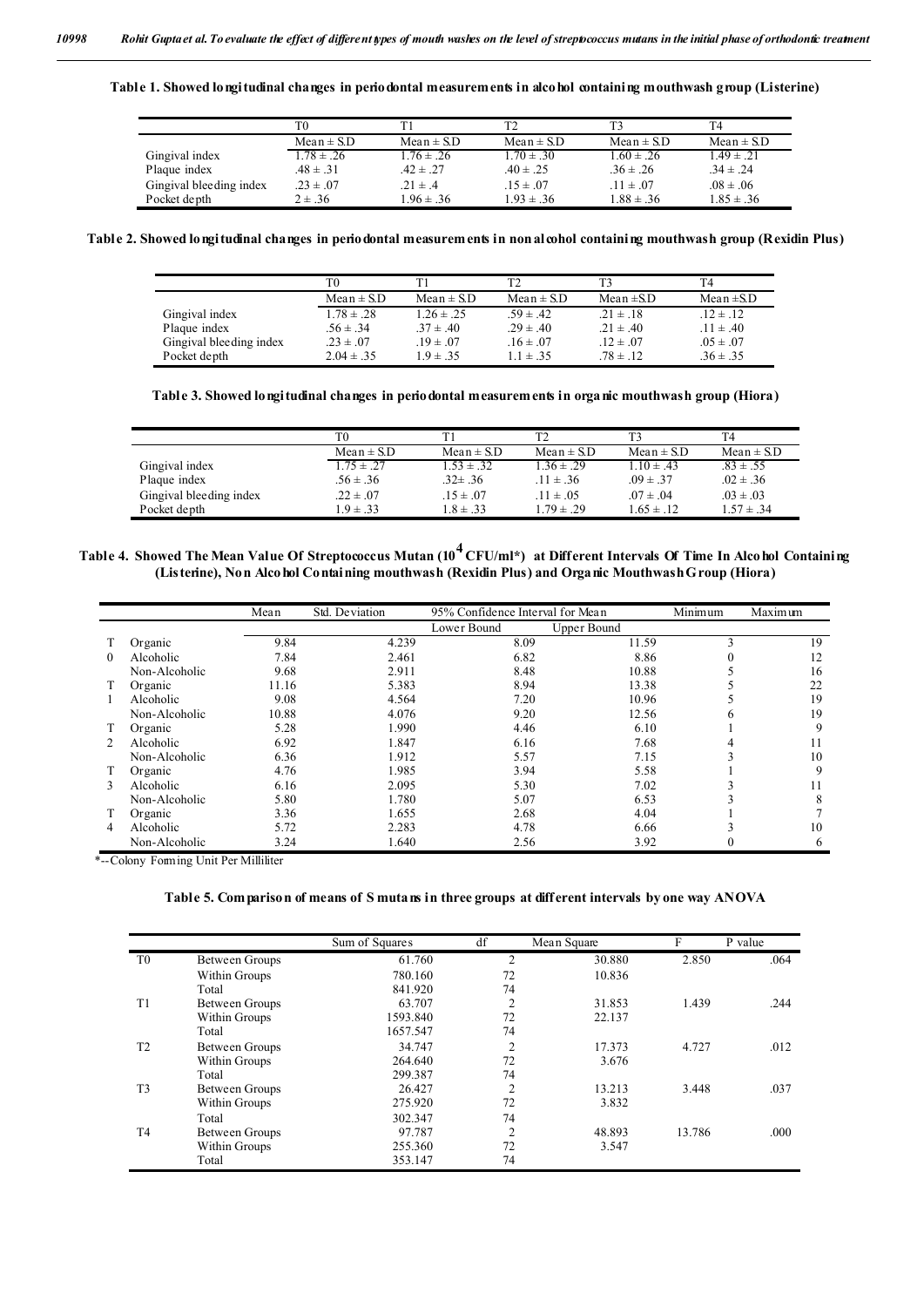**Table 1. Showed longitudinal changes in periodontal measurements in alcohol containing mouthwash group (Listerine)**

| | T0 | T1 | T2 | T3 | T4 |
|---|---|---|---|---|---|
| | Mean ± S.D | Mean ± S.D | Mean ± S.D | Mean ± S.D | Mean ± S.D |
| Gingival index | 1.78 ± .26 | 1.76 ± .26 | 1.70 ± .30 | 1.60 ± .26 | 1.49 ± .21 |
| Plaque index | .48 ± .31 | .42 ± .27 | .40 ± .25 | .36 ± .26 | .34 ± .24 |
| Gingival bleeding index | .23 ± .07 | .21 ± .4 | .15 ± .07 | .11 ± .07 | .08 ± .06 |
| Pocket depth | 2 ± .36 | 1.96 ± .36 | 1.93 ± .36 | 1.88 ± .36 | 1.85 ± .36 |

**Table 2. Showed longitudinal changes in periodontal measurements in non alcohol containing mouthwash group (Rexidin Plus)**

| | T0 | T1 | T2 | T3 | T4 |
|---|---|---|---|---|---|
| | Mean ± S.D | Mean ± S.D | Mean ± S.D | Mean ±S.D | Mean ±S.D |
| Gingival index | 1.78 ± .28 | 1.26 ± .25 | .59 ± .42 | .21 ± .18 | .12 ± .12 |
| Plaque index | .56 ± .34 | .37 ± .40 | .29 ± .40 | .21 ± .40 | .11 ± .40 |
| Gingival bleeding index | .23 ± .07 | .19 ± .07 | .16 ± .07 | .12 ± .07 | .05 ± .07 |
| Pocket depth | 2.04 ± .35 | 1.9 ± .35 | 1.1 ± .35 | .78 ± .12 | .36 ± .35 |

**Table 3. Showed longitudinal changes in periodontal measurements in organic mouthwash group (Hiora)**

| | T0 | T1 | T2 | T3 | T4 |
|---|---|---|---|---|---|
| | Mean ± S.D | Mean ± S.D | Mean ± S.D | Mean ± S.D | Mean ± S.D |
| Gingival index | 1.75 ± .27 | 1.53 ± .32 | 1.36 ± .29 | 1.10 ± .43 | .83 ± .55 |
| Plaque index | .56 ± .36 | .32± .36 | .11 ± .36 | .09 ± .37 | .02 ± .36 |
| Gingival bleeding index | .22 ± .07 | .15 ± .07 | .11 ± .05 | .07 ± .04 | .03 ± .03 |
| Pocket depth | 1.9 ± .33 | 1.8 ± .33 | 1.79 ± .29 | 1.65 ± .12 | 1.57 ± .34 |

**Table 4. Showed The Mean Value Of Streptococcus Mutan ($10^4$ CFU/ml*) at Different Intervals Of Time In Alcohol Containing (Listerine), Non Alcohol Containing mouthwash (Rexidin Plus) and Organic Mouthwash Group (Hiora)**

| | | Mean | Std. Deviation | 95% Confidence Interval for Mean | | Minimum | Maximum |
|---|---|---|---|---|---|---|---|
| | | | | Lower Bound | Upper Bound | | |
| T0 | Organic | 9.84 | 4.239 | 8.09 | 11.59 | 3 | 19 |
| | Alcoholic | 7.84 | 2.461 | 6.82 | 8.86 | 0 | 12 |
| | Non-Alcoholic | 9.68 | 2.911 | 8.48 | 10.88 | 5 | 16 |
| T1 | Organic | 11.16 | 5.383 | 8.94 | 13.38 | 5 | 22 |
| | Alcoholic | 9.08 | 4.564 | 7.20 | 10.96 | 5 | 19 |
| | Non-Alcoholic | 10.88 | 4.076 | 9.20 | 12.56 | 6 | 19 |
| T2 | Organic | 5.28 | 1.990 | 4.46 | 6.10 | 1 | 9 |
| | Alcoholic | 6.92 | 1.847 | 6.16 | 7.68 | 4 | 11 |
| | Non-Alcoholic | 6.36 | 1.912 | 5.57 | 7.15 | 3 | 10 |
| T3 | Organic | 4.76 | 1.985 | 3.94 | 5.58 | 1 | 9 |
| | Alcoholic | 6.16 | 2.095 | 5.30 | 7.02 | 3 | 11 |
| | Non-Alcoholic | 5.80 | 1.780 | 5.07 | 6.53 | 3 | 8 |
| T4 | Organic | 3.36 | 1.655 | 2.68 | 4.04 | 1 | 7 |
| | Alcoholic | 5.72 | 2.283 | 4.78 | 6.66 | 3 | 10 |
| | Non-Alcoholic | 3.24 | 1.640 | 2.56 | 3.92 | 0 | 6 |

*--Colony Forming Unit Per Milliliter

**Table 5. Comparison of means of S mutans in three groups at different intervals by one way ANOVA**

| | | Sum of Squares | df | Mean Square | F | P value |
|---|---|---|---|---|---|---|
| T0 | Between Groups | 61.760 | 2 | 30.880 | 2.850 | .064 |
| | Within Groups | 780.160 | 72 | 10.836 | | |
| | Total | 841.920 | 74 | | | |
| T1 | Between Groups | 63.707 | 2 | 31.853 | 1.439 | .244 |
| | Within Groups | 1593.840 | 72 | 22.137 | | |
| | Total | 1657.547 | 74 | | | |
| T2 | Between Groups | 34.747 | 2 | 17.373 | 4.727 | .012 |
| | Within Groups | 264.640 | 72 | 3.676 | | |
| | Total | 299.387 | 74 | | | |
| T3 | Between Groups | 26.427 | 2 | 13.213 | 3.448 | .037 |
| | Within Groups | 275.920 | 72 | 3.832 | | |
| | Total | 302.347 | 74 | | | |
| T4 | Between Groups | 97.787 | 2 | 48.893 | 13.786 | .000 |
| | Within Groups | 255.360 | 72 | 3.547 | | |
| | Total | 353.147 | 74 | | | |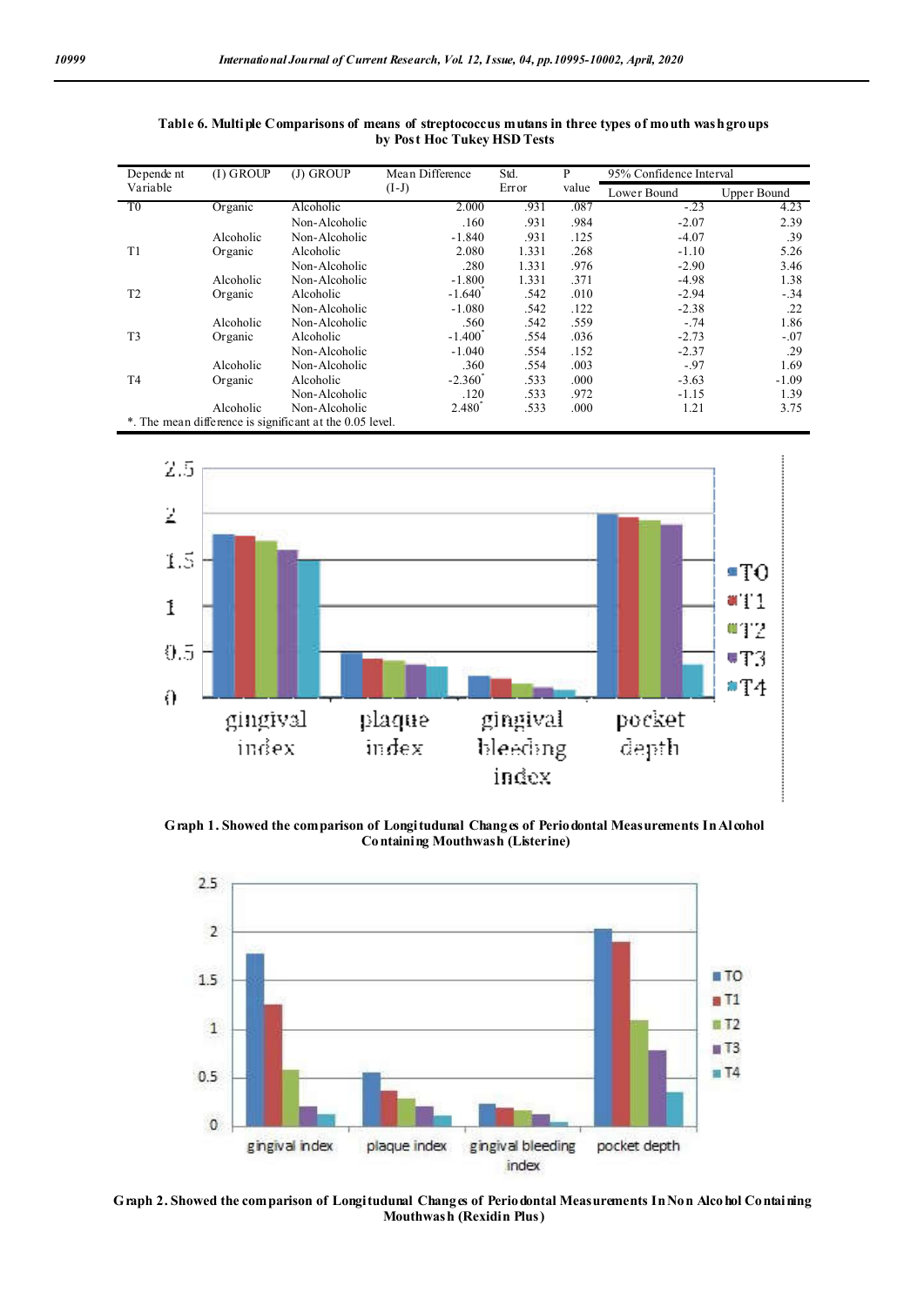**Table 6. Multiple Comparisons of means of streptococcus mutans in three types of mouth wash groups by Post Hoc Tukey HSD Tests**

| Dependent Variable | (I) GROUP | (J) GROUP | Mean Difference (I-J) | Std. Error | P value | 95% Confidence Interval | |
|---|---|---|---|---|---|---|---|
| | | | | | | Lower Bound | Upper Bound |
| T0 | Organic | Alcoholic | 2.000 | .931 | .087 | -.23 | 4.23 |
| | | Non-Alcoholic | .160 | .931 | .984 | -2.07 | 2.39 |
| | Alcoholic | Non-Alcoholic | -1.840 | .931 | .125 | -4.07 | .39 |
| T1 | Organic | Alcoholic | 2.080 | 1.331 | .268 | -1.10 | 5.26 |
| | | Non-Alcoholic | .280 | 1.331 | .976 | -2.90 | 3.46 |
| | Alcoholic | Non-Alcoholic | -1.800 | 1.331 | .371 | -4.98 | 1.38 |
| T2 | Organic | Alcoholic | -1.640* | .542 | .010 | -2.94 | -.34 |
| | | Non-Alcoholic | -1.080 | .542 | .122 | -2.38 | .22 |
| | Alcoholic | Non-Alcoholic | .560 | .542 | .559 | -.74 | 1.86 |
| T3 | Organic | Alcoholic | -1.400* | .554 | .036 | -2.73 | -.07 |
| | | Non-Alcoholic | -1.040 | .554 | .152 | -2.37 | .29 |
| | Alcoholic | Non-Alcoholic | .360 | .554 | .003 | -.97 | 1.69 |
| T4 | Organic | Alcoholic | -2.360* | .533 | .000 | -3.63 | -1.09 |
| | | Non-Alcoholic | .120 | .533 | .972 | -1.15 | 1.39 |
| | Alcoholic | Non-Alcoholic | 2.480* | .533 | .000 | 1.21 | 3.75 |

*. The mean difference is significant at the 0.05 level.

2.5
2
1.5
1
0.5
0
gingival index
plaque index
gingival bleeding index
pocket depth
T0
T1
T2
T3
T4

**Graph 1. Showed the comparison of Longitudunal Changes of Periodontal Measurements In Alcohol Containing Mouthwash (Listerine)**

2.5
2
1.5
1
0.5
0
gingival index
plaque index
gingival bleeding index
pocket depth
T0
T1
T2
T3
T4

**Graph 2. Showed the comparison of Longitudunal Changes of Periodontal Measurements In Non Alcohol Containing Mouthwash (Rexidin Plus)**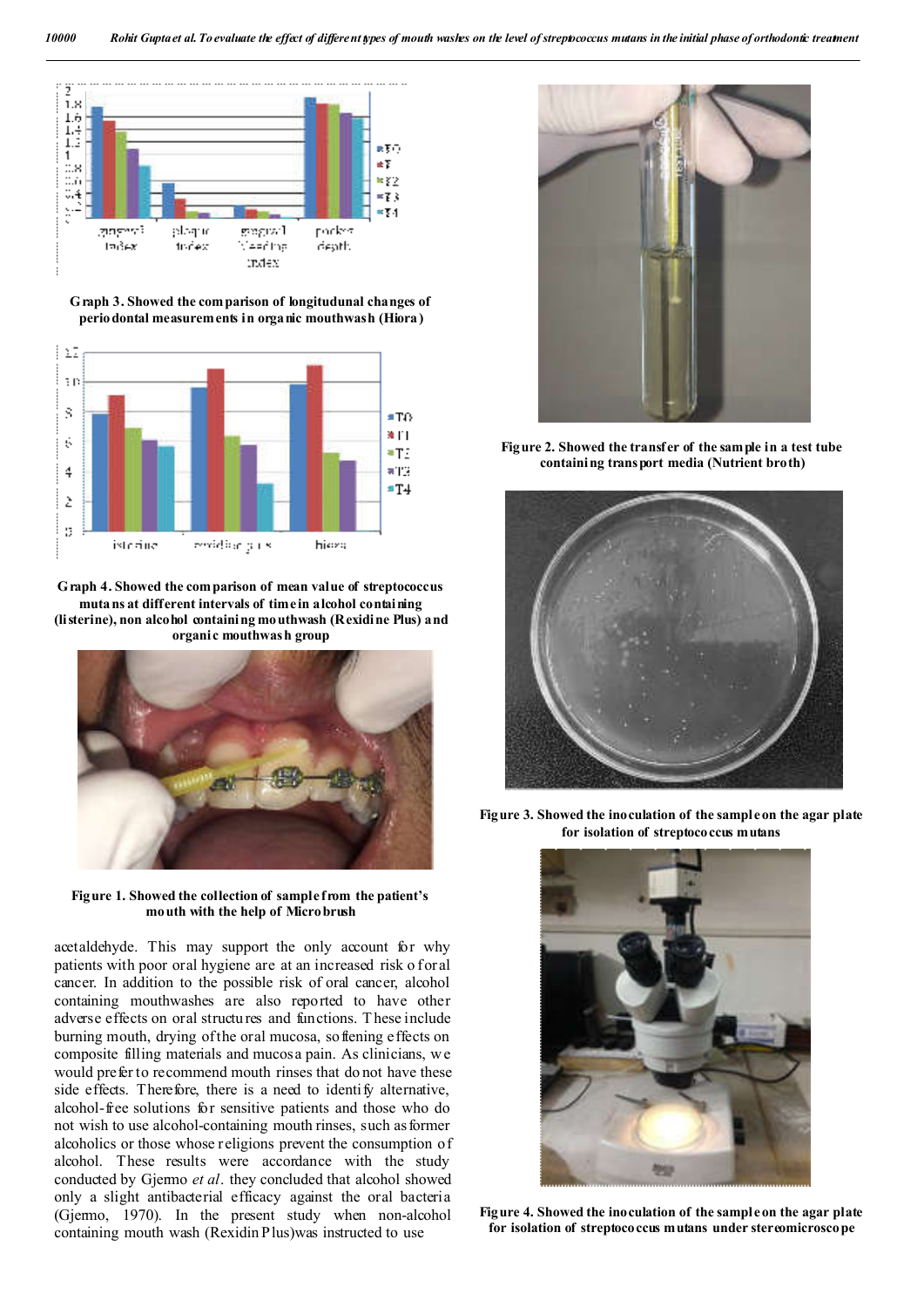2
1.8
1.6
1.4
1.2
1
0.8
0.6
0.4
0.2
0

gingival index
plaque index
gingival bleeding index
pocket depth

T0
T1
T2
T3
T4

**Graph 3. Showed the comparison of longitudunal changes of periodontal measurements in organic mouthwash (Hiora)**

12
10
8
6
4
2
0

listerine
rexidine plus
hiora

T0
T1
T2
T3
T4

**Graph 4. Showed the comparison of mean value of streptococcus mutans at different intervals of time in alcohol containing (listerine), non alcohol containing mouthwash (Rexidine Plus) and organic mouthwash group**

**Figure 1. Showed the collection of sample from the patient's mouth with the help of Microbrush**

acetaldehyde. This may support the only account for why patients with poor oral hygiene are at an increased risk of oral cancer. In addition to the possible risk of oral cancer, alcohol containing mouthwashes are also reported to have other adverse effects on oral structures and functions. These include burning mouth, drying of the oral mucosa, softening effects on composite filling materials and mucosa pain. As clinicians, we would prefer to recommend mouth rinses that do not have these side effects. Therefore, there is a need to identify alternative, alcohol-free solutions for sensitive patients and those who do not wish to use alcohol-containing mouth rinses, such as former alcoholics or those whose religions prevent the consumption of alcohol. These results were accordance with the study conducted by Gjermo *et al*. they concluded that alcohol showed only a slight antibacterial efficacy against the oral bacteria (Gjermo, 1970). In the present study when non-alcohol containing mouth wash (Rexidin Plus) was instructed to use

**Figure 2. Showed the transfer of the sample in a test tube containing transport media (Nutrient broth)**

**Figure 3. Showed the inoculation of the sample on the agar plate for isolation of streptococcus mutans**

**Figure 4. Showed the inoculation of the sample on the agar plate for isolation of streptococcus mutans under stereomicroscope**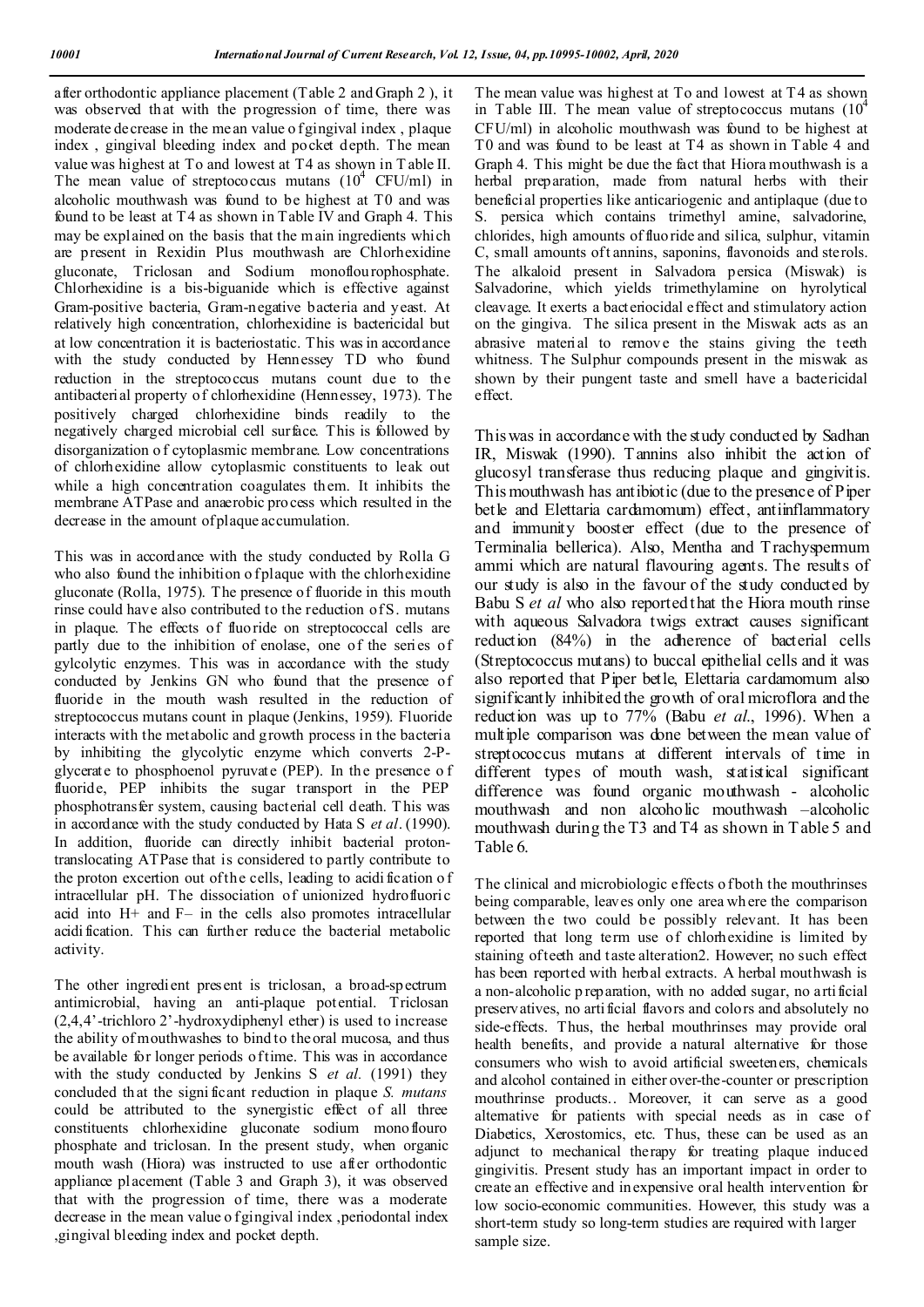after orthodontic appliance placement (Table 2 and Graph 2 ), it was observed that with the progression of time, there was moderate decrease in the mean value of gingival index , plaque index , gingival bleeding index and pocket depth. The mean value was highest at To and lowest at T4 as shown in Table II. The mean value of streptococcus mutans ($10^4$ CFU/ml) in alcoholic mouthwash was found to be highest at T0 and was found to be least at T4 as shown in Table IV and Graph 4. This may be explained on the basis that the main ingredients which are present in Rexidin Plus mouthwash are Chlorhexidine gluconate, Triclosan and Sodium monoflourophosphate. Chlorhexidine is a bis-biguanide which is effective against Gram-positive bacteria, Gram-negative bacteria and yeast. At relatively high concentration, chlorhexidine is bactericidal but at low concentration it is bacteriostatic. This was in accordance with the study conducted by Hennessey TD who found reduction in the streptococcus mutans count due to the antibacterial property of chlorhexidine (Hennessey, 1973). The positively charged chlorhexidine binds readily to the negatively charged microbial cell surface. This is followed by disorganization of cytoplasmic membrane. Low concentrations of chlorhexidine allow cytoplasmic constituents to leak out while a high concentration coagulates them. It inhibits the membrane ATPase and anaerobic process which resulted in the decrease in the amount of plaque accumulation.

This was in accordance with the study conducted by Rolla G who also found the inhibition of plaque with the chlorhexidine gluconate (Rolla, 1975). The presence of fluoride in this mouth rinse could have also contributed to the reduction of S. mutans in plaque. The effects of fluoride on streptococcal cells are partly due to the inhibition of enolase, one of the series of gylcolytic enzymes. This was in accordance with the study conducted by Jenkins GN who found that the presence of fluoride in the mouth wash resulted in the reduction of streptococcus mutans count in plaque (Jenkins, 1959). Fluoride interacts with the metabolic and growth process in the bacteria by inhibiting the glycolytic enzyme which converts 2-P-glycerate to phosphoenol pyruvate (PEP). In the presence of fluoride, PEP inhibits the sugar transport in the PEP phosphotransfer system, causing bacterial cell death. This was in accordance with the study conducted by Hata S *et al*. (1990). In addition, fluoride can directly inhibit bacterial proton-translocating ATPase that is considered to partly contribute to the proton excertion out of the cells, leading to acidification of intracellular pH. The dissociation of unionized hydrofluoric acid into H+ and F– in the cells also promotes intracellular acidification. This can further reduce the bacterial metabolic activity.

The other ingredient present is triclosan, a broad-spectrum antimicrobial, having an anti-plaque potential. Triclosan (2,4,4'-trichloro 2'-hydroxydiphenyl ether) is used to increase the ability of mouthwashes to bind to the oral mucosa, and thus be available for longer periods of time. This was in accordance with the study conducted by Jenkins S *et al.* (1991) they concluded that the significant reduction in plaque *S. mutans* could be attributed to the synergistic effect of all three constituents chlorhexidine gluconate sodium monoflouro phosphate and triclosan. In the present study, when organic mouth wash (Hiora) was instructed to use after orthodontic appliance placement (Table 3 and Graph 3), it was observed that with the progression of time, there was a moderate decrease in the mean value of gingival index ,periodontal index ,gingival bleeding index and pocket depth.

The mean value was highest at To and lowest at T4 as shown in Table III. The mean value of streptococcus mutans ($10^4$ CFU/ml) in alcoholic mouthwash was found to be highest at T0 and was found to be least at T4 as shown in Table 4 and Graph 4. This might be due the fact that Hiora mouthwash is a herbal preparation, made from natural herbs with their beneficial properties like anticariogenic and antiplaque (due to S. persica which contains trimethyl amine, salvadorine, chlorides, high amounts of fluoride and silica, sulphur, vitamin C, small amounts of tannins, saponins, flavonoids and sterols. The alkaloid present in Salvadora persica (Miswak) is Salvadorine, which yields trimethylamine on hyrolytical cleavage. It exerts a bacteriocidal effect and stimulatory action on the gingiva. The silica present in the Miswak acts as an abrasive material to remove the stains giving the teeth whitness. The Sulphur compounds present in the miswak as shown by their pungent taste and smell have a bactericidal effect.

This was in accordance with the study conducted by Sadhan IR, Miswak (1990). Tannins also inhibit the action of glucosyl transferase thus reducing plaque and gingivitis. This mouthwash has antibiotic (due to the presence of Piper betle and Elettaria cardamomum) effect, antiinflammatory and immunity booster effect (due to the presence of Terminalia bellerica). Also, Mentha and Trachyspermum ammi which are natural flavouring agents. The results of our study is also in the favour of the study conducted by Babu S *et al* who also reported that the Hiora mouth rinse with aqueous Salvadora twigs extract causes significant reduction (84%) in the adherence of bacterial cells (Streptococcus mutans) to buccal epithelial cells and it was also reported that Piper betle, Elettaria cardamomum also significantly inhibited the growth of oral microflora and the reduction was up to 77% (Babu *et al*., 1996). When a multiple comparison was done between the mean value of streptococcus mutans at different intervals of time in different types of mouth wash, statistical significant difference was found organic mouthwash - alcoholic mouthwash and non alcoholic mouthwash –alcoholic mouthwash during the T3 and T4 as shown in Table 5 and Table 6.

The clinical and microbiologic effects of both the mouthrinses being comparable, leaves only one area where the comparison between the two could be possibly relevant. It has been reported that long term use of chlorhexidine is limited by staining of teeth and taste alteration2. However, no such effect has been reported with herbal extracts. A herbal mouthwash is a non-alcoholic preparation, with no added sugar, no artificial preservatives, no artificial flavors and colors and absolutely no side-effects. Thus, the herbal mouthrinses may provide oral health benefits, and provide a natural alternative for those consumers who wish to avoid artificial sweeteners, chemicals and alcohol contained in either over-the-counter or prescription mouthrinse products.. Moreover, it can serve as a good alternative for patients with special needs as in case of Diabetics, Xerostomics, etc. Thus, these can be used as an adjunct to mechanical therapy for treating plaque induced gingivitis. Present study has an important impact in order to create an effective and inexpensive oral health intervention for low socio-economic communities. However, this study was a short-term study so long-term studies are required with larger sample size.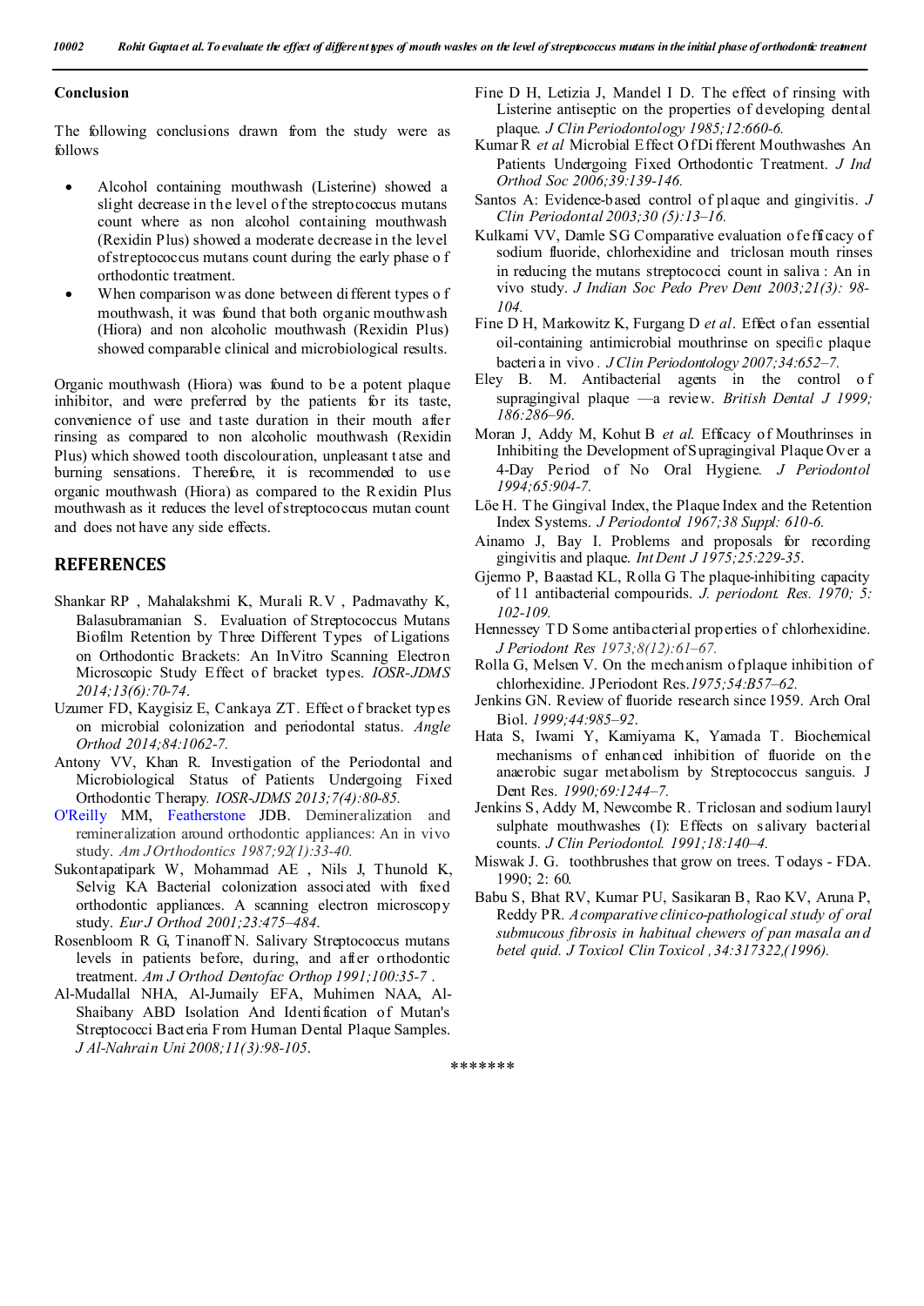## Conclusion

The following conclusions drawn from the study were as follows

- Alcohol containing mouthwash (Listerine) showed a slight decrease in the level of the streptococcus mutans count where as non alcohol containing mouthwash (Rexidin Plus) showed a moderate decrease in the level of streptococcus mutans count during the early phase of orthodontic treatment.
- When comparison was done between different types of mouthwash, it was found that both organic mouthwash (Hiora) and non alcoholic mouthwash (Rexidin Plus) showed comparable clinical and microbiological results.

Organic mouthwash (Hiora) was found to be a potent plaque inhibitor, and were preferred by the patients for its taste, convenience of use and taste duration in their mouth after rinsing as compared to non alcoholic mouthwash (Rexidin Plus) which showed tooth discolouration, unpleasant tatse and burning sensations. Therefore, it is recommended to use organic mouthwash (Hiora) as compared to the Rexidin Plus mouthwash as it reduces the level of streptococcus mutan count and does not have any side effects.

## REFERENCES

Shankar RP , Mahalakshmi K, Murali R.V , Padmavathy K, Balasubramanian S. Evaluation of Streptococcus Mutans Biofilm Retention by Three Different Types of Ligations on Orthodontic Brackets: An InVitro Scanning Electron Microscopic Study Effect of bracket types. *IOSR-JDMS 2014;13(6):70-74*.

Uzumer FD, Kaygisiz E, Cankaya ZT. Effect of bracket types on microbial colonization and periodontal status. *Angle Orthod 2014;84:1062-7.*

Antony VV, Khan R. Investigation of the Periodontal and Microbiological Status of Patients Undergoing Fixed Orthodontic Therapy. *IOSR-JDMS 2013;7(4):80-85.*

O'Reilly MM, Featherstone JDB. Demineralization and remineralization around orthodontic appliances: An in vivo study. *Am J Orthodontics 1987;92(1):33-40.*

Sukontapatipark W, Mohammad AE , Nils J, Thunold K, Selvig KA Bacterial colonization associated with fixed orthodontic appliances. A scanning electron microscopy study. *Eur J Orthod 2001;23:475–484.*

Rosenbloom R G, Tinanoff N. Salivary Streptococcus mutans levels in patients before, during, and after orthodontic treatment. *Am J Orthod Dentofac Orthop 1991;100:35-7 .*

Al-Mudallal NHA, Al-Jumaily EFA, Muhimen NAA, Al-Shaibany ABD Isolation And Identification of Mutan's Streptococci Bacteria From Human Dental Plaque Samples. *J Al-Nahrain Uni 2008;11(3):98-105*.

Fine D H, Letizia J, Mandel I D. The effect of rinsing with Listerine antiseptic on the properties of developing dental plaque. *J Clin Periodontology 1985;12:660-6.*

Kumar R *et al* Microbial Effect Of Different Mouthwashes An Patients Undergoing Fixed Orthodontic Treatment. *J Ind Orthod Soc 2006;39:139-146.*

Santos A: Evidence-based control of plaque and gingivitis. *J Clin Periodontal 2003;30 (5):13–16.*

Kulkarni VV, Damle SG Comparative evaluation of efficacy of sodium fluoride, chlorhexidine and triclosan mouth rinses in reducing the mutans streptococci count in saliva : An in vivo study. *J Indian Soc Pedo Prev Dent 2003;21(3): 98-104.*

Fine D H, Markowitz K, Furgang D *et al*. Effect of an essential oil-containing antimicrobial mouthrinse on specific plaque bacteria in vivo . *J Clin Periodontology 2007;34:652–7.*

Eley B. M. Antibacterial agents in the control of supragingival plaque —a review. *British Dental J 1999; 186:286–96*.

Moran J, Addy M, Kohut B *et al*. Efficacy of Mouthrinses in Inhibiting the Development of Supragingival Plaque Over a 4-Day Period of No Oral Hygiene. *J Periodontol 1994;65:904-7.*

Löe H. The Gingival Index, the Plaque Index and the Retention Index Systems. *J Periodontol 1967;38 Suppl: 610-6.*

Ainamo J, Bay I. Problems and proposals for recording gingivitis and plaque. *Int Dent J 1975;25:229-35*.

Gjermo P, Baastad KL, Rolla G The plaque-inhibiting capacity of 11 antibacterial compourids. *J. periodont. Res. 1970; 5: 102-109.*

Hennessey TD Some antibacterial properties of chlorhexidine. *J Periodont Res 1973;8(12):61–67.*

Rolla G, Melsen V. On the mechanism of plaque inhibition of chlorhexidine. J Periodont Res.*1975;54:B57–62.*

Jenkins GN. Review of fluoride research since 1959. Arch Oral Biol. *1999;44:985–92*.

Hata S, Iwami Y, Kamiyama K, Yamada T. Biochemical mechanisms of enhanced inhibition of fluoride on the anaerobic sugar metabolism by Streptococcus sanguis. J Dent Res. *1990;69:1244–7.*

Jenkins S, Addy M, Newcombe R. Triclosan and sodium lauryl sulphate mouthwashes (I): Effects on salivary bacterial counts. *J Clin Periodontol. 1991;18:140–4.*

Miswak J. G. toothbrushes that grow on trees. Todays - FDA. 1990; 2: 60.

Babu S, Bhat RV, Kumar PU, Sasikaran B, Rao KV, Aruna P, Reddy PR. *A comparative clinico-pathological study of oral submucous fibrosis in habitual chewers of pan masala and betel quid. J Toxicol Clin Toxicol , 34:317322,(1996).*

\*\*\*\*\*\*\*